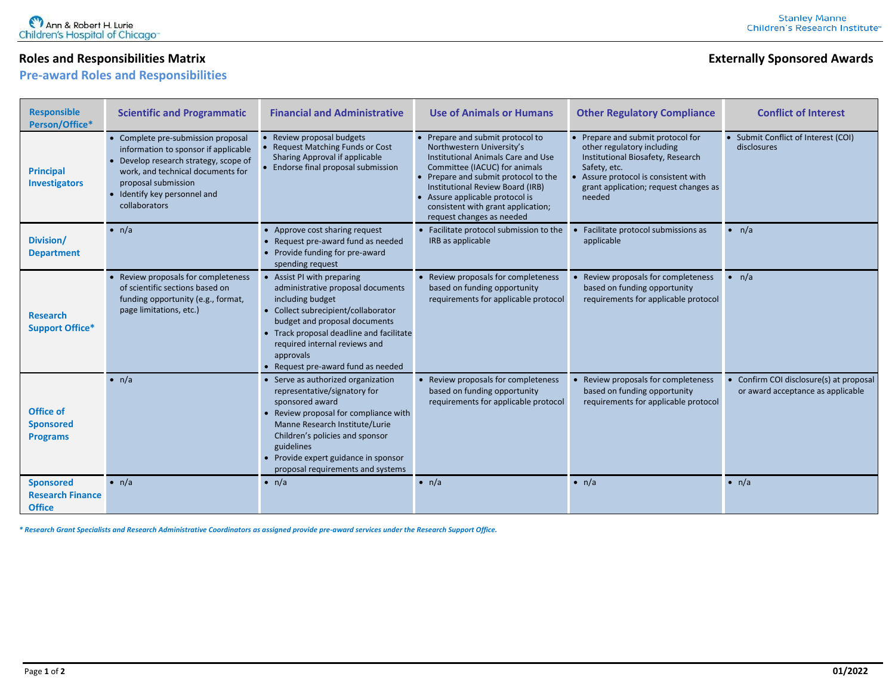# Roles and Responsibilities Matrix

**Externally Sponsored Awards**

## Pre-award Roles and Responsibilities

| Responsible Person/Office* | Scientific and Programmatic | Financial and Administrative | Use of Animals or Humans | Other Regulatory Compliance | Conflict of Interest |
|---|---|---|---|---|---|
| **Principal Investigators** | • Complete pre-submission proposal information to sponsor if applicable<br>• Develop research strategy, scope of work, and technical documents for proposal submission<br>• Identify key personnel and collaborators | • Review proposal budgets<br>• Request Matching Funds or Cost Sharing Approval if applicable<br>• Endorse final proposal submission | • Prepare and submit protocol to Northwestern University's Institutional Animals Care and Use Committee (IACUC) for animals<br>• Prepare and submit protocol to the Institutional Review Board (IRB)<br>• Assure applicable protocol is consistent with grant application; request changes as needed | • Prepare and submit protocol for other regulatory including Institutional Biosafety, Research Safety, etc.<br>• Assure protocol is consistent with grant application; request changes as needed | • Submit Conflict of Interest (COI) disclosures |
| **Division/ Department** | • n/a | • Approve cost sharing request<br>• Request pre-award fund as needed<br>• Provide funding for pre-award spending request | • Facilitate protocol submission to the IRB as applicable | • Facilitate protocol submissions as applicable | • n/a |
| **Research Support Office*** | • Review proposals for completeness of scientific sections based on funding opportunity (e.g., format, page limitations, etc.) | • Assist PI with preparing administrative proposal documents including budget<br>• Collect subrecipient/collaborator budget and proposal documents<br>• Track proposal deadline and facilitate required internal reviews and approvals<br>• Request pre-award fund as needed | • Review proposals for completeness based on funding opportunity requirements for applicable protocol | • Review proposals for completeness based on funding opportunity requirements for applicable protocol | • n/a |
| **Office of Sponsored Programs** | • n/a | • Serve as authorized organization representative/signatory for sponsored award<br>• Review proposal for compliance with Manne Research Institute/Lurie Children's policies and sponsor guidelines<br>• Provide expert guidance in sponsor proposal requirements and systems | • Review proposals for completeness based on funding opportunity requirements for applicable protocol | • Review proposals for completeness based on funding opportunity requirements for applicable protocol | • Confirm COI disclosure(s) at proposal or award acceptance as applicable |
| **Sponsored Research Finance Office** | • n/a | • n/a | • n/a | • n/a | • n/a |

*\* Research Grant Specialists and Research Administrative Coordinators as assigned provide pre-award services under the Research Support Office.*

01/2022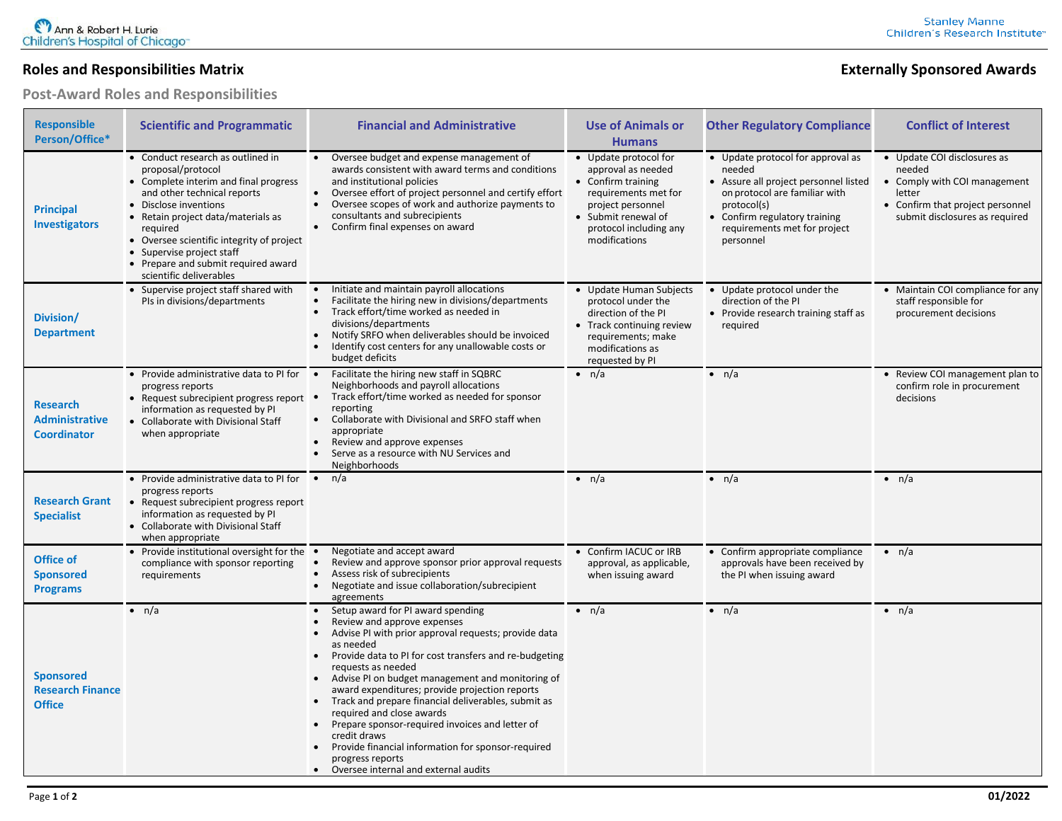## Roles and Responsibilities Matrix

## Externally Sponsored Awards

### Post-Award Roles and Responsibilities

| Responsible Person/Office* | Scientific and Programmatic | Financial and Administrative | Use of Animals or Humans | Other Regulatory Compliance | Conflict of Interest |
|---|---|---|---|---|---|
| **Principal Investigators** | • Conduct research as outlined in proposal/protocol<br>• Complete interim and final progress and other technical reports<br>• Disclose inventions<br>• Retain project data/materials as required<br>• Oversee scientific integrity of project<br>• Supervise project staff<br>• Prepare and submit required award scientific deliverables | • Oversee budget and expense management of awards consistent with award terms and conditions and institutional policies<br>• Oversee effort of project personnel and certify effort<br>• Oversee scopes of work and authorize payments to consultants and subrecipients<br>• Confirm final expenses on award | • Update protocol for approval as needed<br>• Confirm training requirements met for project personnel<br>• Submit renewal of protocol including any modifications | • Update protocol for approval as needed<br>• Assure all project personnel listed on protocol are familiar with protocol(s)<br>• Confirm regulatory training requirements met for project personnel | • Update COI disclosures as needed<br>• Comply with COI management letter<br>• Confirm that project personnel submit disclosures as required |
| **Division/ Department** | • Supervise project staff shared with PIs in divisions/departments | • Initiate and maintain payroll allocations<br>• Facilitate the hiring new in divisions/departments<br>• Track effort/time worked as needed in divisions/departments<br>• Notify SRFO when deliverables should be invoiced<br>• Identify cost centers for any unallowable costs or budget deficits | • Update Human Subjects protocol under the direction of the PI<br>• Track continuing review requirements; make modifications as requested by PI | • Update protocol under the direction of the PI<br>• Provide research training staff as required | • Maintain COI compliance for any staff responsible for procurement decisions |
| **Research Administrative Coordinator** | • Provide administrative data to PI for progress reports<br>• Request subrecipient progress report information as requested by PI<br>• Collaborate with Divisional Staff when appropriate | • Facilitate the hiring new staff in SQBRC Neighborhoods and payroll allocations<br>• Track effort/time worked as needed for sponsor reporting<br>• Collaborate with Divisional and SRFO staff when appropriate<br>• Review and approve expenses<br>• Serve as a resource with NU Services and Neighborhoods | • n/a | • n/a | • Review COI management plan to confirm role in procurement decisions |
| **Research Grant Specialist** | • Provide administrative data to PI for progress reports<br>• Request subrecipient progress report information as requested by PI<br>• Collaborate with Divisional Staff when appropriate | • n/a | • n/a | • n/a | • n/a |
| **Office of Sponsored Programs** | • Provide institutional oversight for the compliance with sponsor reporting requirements | • Negotiate and accept award<br>• Review and approve sponsor prior approval requests<br>• Assess risk of subrecipients<br>• Negotiate and issue collaboration/subrecipient agreements | • Confirm IACUC or IRB approval, as applicable, when issuing award | • Confirm appropriate compliance approvals have been received by the PI when issuing award | • n/a |
| **Sponsored Research Finance Office** | • n/a | • Setup award for PI award spending<br>• Review and approve expenses<br>• Advise PI with prior approval requests; provide data as needed<br>• Provide data to PI for cost transfers and re-budgeting requests as needed<br>• Advise PI on budget management and monitoring of award expenditures; provide projection reports<br>• Track and prepare financial deliverables, submit as required and close awards<br>• Prepare sponsor-required invoices and letter of credit draws<br>• Provide financial information for sponsor-required progress reports<br>• Oversee internal and external audits | • n/a | • n/a | • n/a |

01/2022